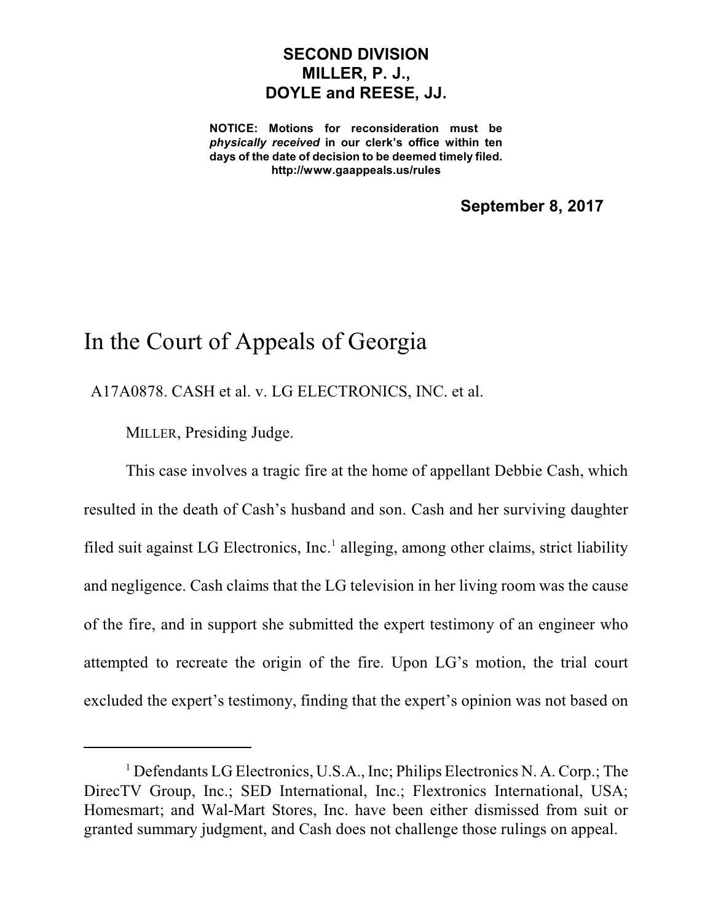**SECOND DIVISION**
**MILLER, P. J.,**
**DOYLE and REESE, JJ.**

**NOTICE: Motions for reconsideration must be *physically received* in our clerk's office within ten days of the date of decision to be deemed timely filed.**
**http://www.gaappeals.us/rules**

**September 8, 2017**

# In the Court of Appeals of Georgia

A17A0878. CASH et al. v. LG ELECTRONICS, INC. et al.

MILLER, Presiding Judge.

This case involves a tragic fire at the home of appellant Debbie Cash, which resulted in the death of Cash's husband and son. Cash and her surviving daughter filed suit against LG Electronics, Inc.[1] alleging, among other claims, strict liability and negligence. Cash claims that the LG television in her living room was the cause of the fire, and in support she submitted the expert testimony of an engineer who attempted to recreate the origin of the fire. Upon LG's motion, the trial court excluded the expert's testimony, finding that the expert's opinion was not based on

[1] Defendants LG Electronics, U.S.A., Inc; Philips Electronics N. A. Corp.; The DirecTV Group, Inc.; SED International, Inc.; Flextronics International, USA; Homesmart; and Wal-Mart Stores, Inc. have been either dismissed from suit or granted summary judgment, and Cash does not challenge those rulings on appeal.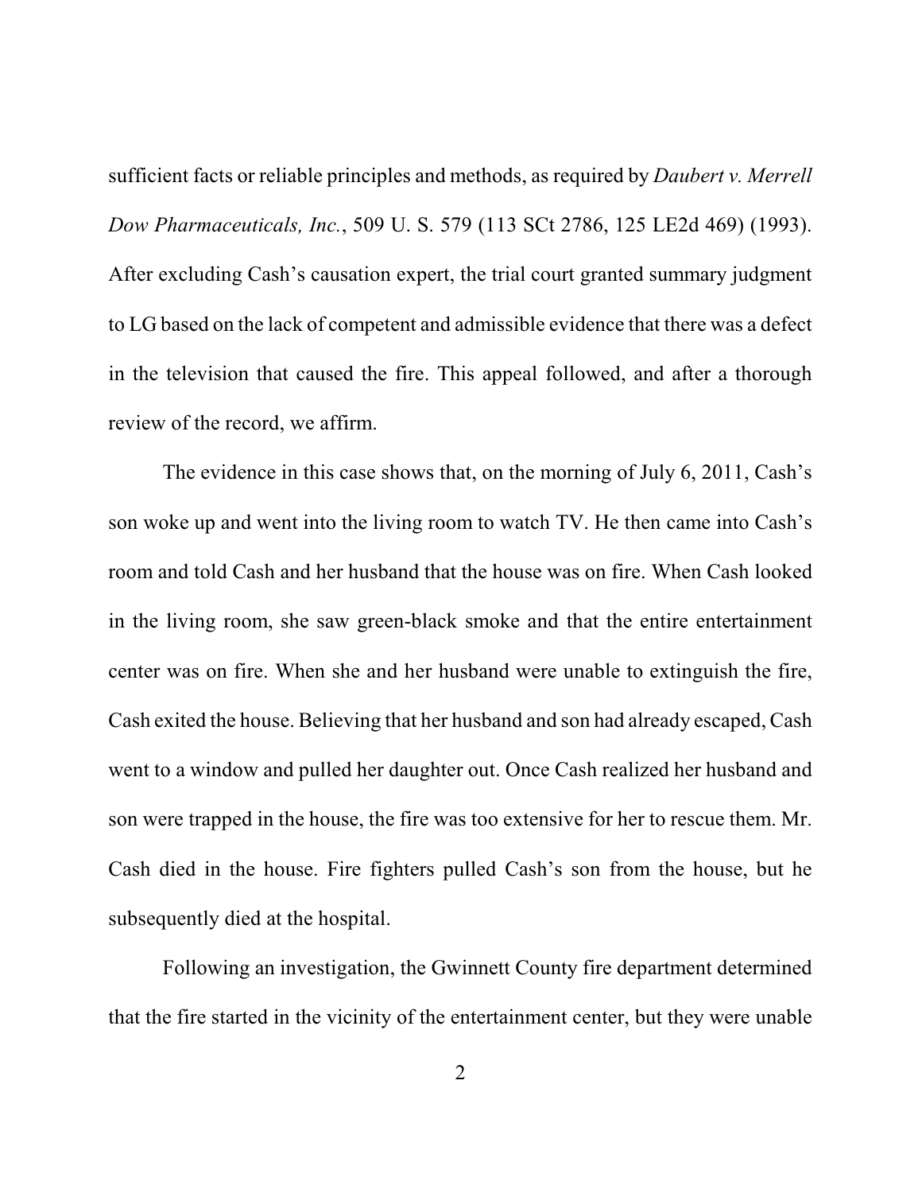sufficient facts or reliable principles and methods, as required by *Daubert v. Merrell Dow Pharmaceuticals, Inc.*, 509 U. S. 579 (113 SCt 2786, 125 LE2d 469) (1993). After excluding Cash's causation expert, the trial court granted summary judgment to LG based on the lack of competent and admissible evidence that there was a defect in the television that caused the fire. This appeal followed, and after a thorough review of the record, we affirm.

The evidence in this case shows that, on the morning of July 6, 2011, Cash's son woke up and went into the living room to watch TV. He then came into Cash's room and told Cash and her husband that the house was on fire. When Cash looked in the living room, she saw green-black smoke and that the entire entertainment center was on fire. When she and her husband were unable to extinguish the fire, Cash exited the house. Believing that her husband and son had already escaped, Cash went to a window and pulled her daughter out. Once Cash realized her husband and son were trapped in the house, the fire was too extensive for her to rescue them. Mr. Cash died in the house. Fire fighters pulled Cash's son from the house, but he subsequently died at the hospital.

Following an investigation, the Gwinnett County fire department determined that the fire started in the vicinity of the entertainment center, but they were unable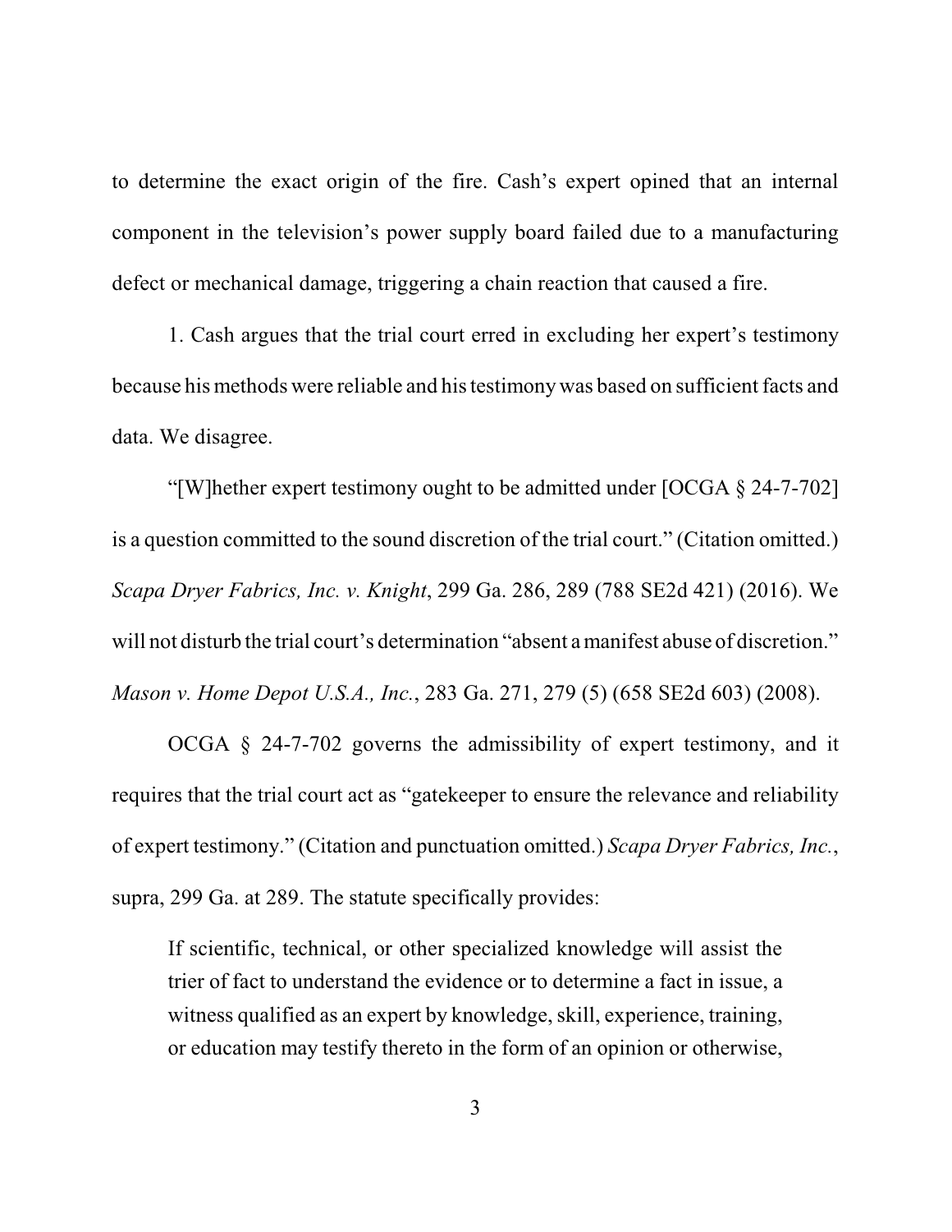to determine the exact origin of the fire. Cash's expert opined that an internal component in the television's power supply board failed due to a manufacturing defect or mechanical damage, triggering a chain reaction that caused a fire.

1. Cash argues that the trial court erred in excluding her expert's testimony because his methods were reliable and his testimony was based on sufficient facts and data. We disagree.

"[W]hether expert testimony ought to be admitted under [OCGA § 24-7-702] is a question committed to the sound discretion of the trial court." (Citation omitted.) *Scapa Dryer Fabrics, Inc. v. Knight*, 299 Ga. 286, 289 (788 SE2d 421) (2016). We will not disturb the trial court's determination "absent a manifest abuse of discretion." *Mason v. Home Depot U.S.A., Inc.*, 283 Ga. 271, 279 (5) (658 SE2d 603) (2008).

OCGA § 24-7-702 governs the admissibility of expert testimony, and it requires that the trial court act as "gatekeeper to ensure the relevance and reliability of expert testimony." (Citation and punctuation omitted.) *Scapa Dryer Fabrics, Inc.*, supra, 299 Ga. at 289. The statute specifically provides:

> If scientific, technical, or other specialized knowledge will assist the trier of fact to understand the evidence or to determine a fact in issue, a witness qualified as an expert by knowledge, skill, experience, training, or education may testify thereto in the form of an opinion or otherwise,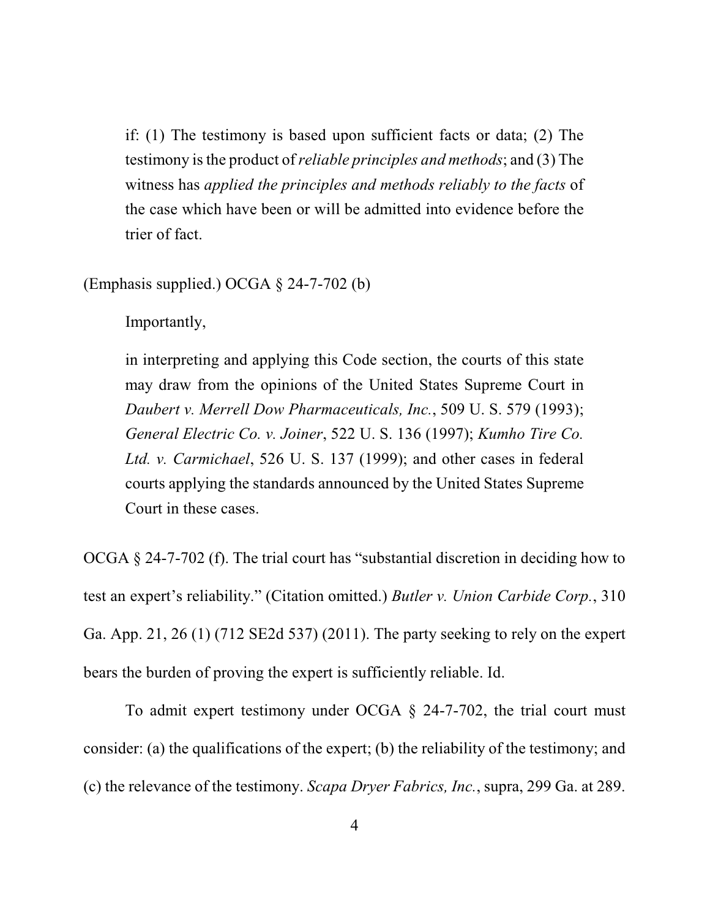> if: (1) The testimony is based upon sufficient facts or data; (2) The testimony is the product of *reliable principles and methods*; and (3) The witness has *applied the principles and methods reliably to the facts* of the case which have been or will be admitted into evidence before the trier of fact.

(Emphasis supplied.) OCGA § 24-7-702 (b)

Importantly,

> in interpreting and applying this Code section, the courts of this state may draw from the opinions of the United States Supreme Court in *Daubert v. Merrell Dow Pharmaceuticals, Inc.*, 509 U. S. 579 (1993); *General Electric Co. v. Joiner*, 522 U. S. 136 (1997); *Kumho Tire Co. Ltd. v. Carmichael*, 526 U. S. 137 (1999); and other cases in federal courts applying the standards announced by the United States Supreme Court in these cases.

OCGA § 24-7-702 (f). The trial court has "substantial discretion in deciding how to test an expert's reliability." (Citation omitted.) *Butler v. Union Carbide Corp.*, 310 Ga. App. 21, 26 (1) (712 SE2d 537) (2011). The party seeking to rely on the expert bears the burden of proving the expert is sufficiently reliable. Id.

To admit expert testimony under OCGA § 24-7-702, the trial court must consider: (a) the qualifications of the expert; (b) the reliability of the testimony; and (c) the relevance of the testimony. *Scapa Dryer Fabrics, Inc.*, supra, 299 Ga. at 289.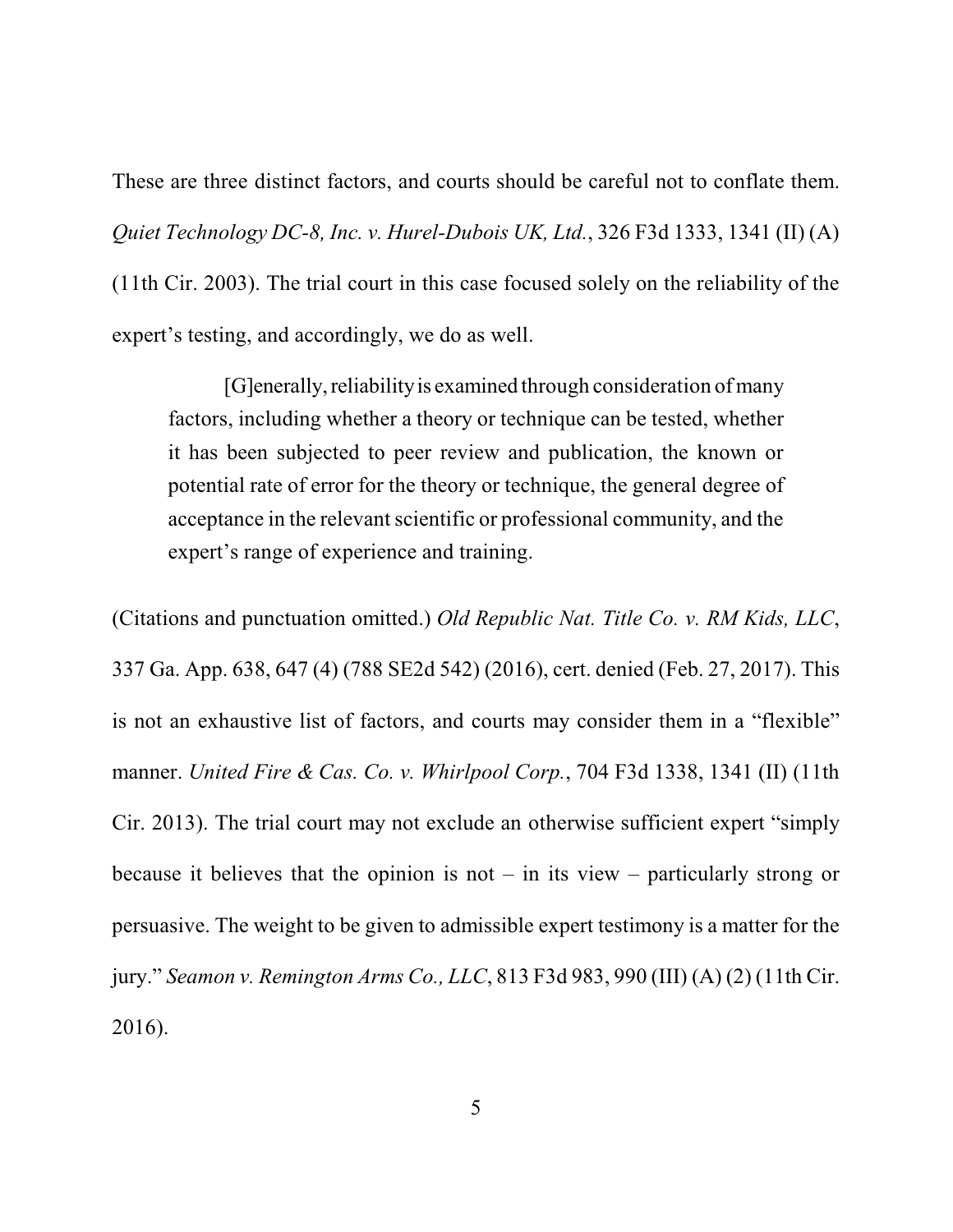These are three distinct factors, and courts should be careful not to conflate them. *Quiet Technology DC-8, Inc. v. Hurel-Dubois UK, Ltd.*, 326 F3d 1333, 1341 (II) (A) (11th Cir. 2003). The trial court in this case focused solely on the reliability of the expert's testing, and accordingly, we do as well.

> [G]enerally, reliability is examined through consideration of many factors, including whether a theory or technique can be tested, whether it has been subjected to peer review and publication, the known or potential rate of error for the theory or technique, the general degree of acceptance in the relevant scientific or professional community, and the expert's range of experience and training.

(Citations and punctuation omitted.) *Old Republic Nat. Title Co. v. RM Kids, LLC*, 337 Ga. App. 638, 647 (4) (788 SE2d 542) (2016), cert. denied (Feb. 27, 2017). This is not an exhaustive list of factors, and courts may consider them in a "flexible" manner. *United Fire & Cas. Co. v. Whirlpool Corp.*, 704 F3d 1338, 1341 (II) (11th Cir. 2013). The trial court may not exclude an otherwise sufficient expert "simply because it believes that the opinion is not – in its view – particularly strong or persuasive. The weight to be given to admissible expert testimony is a matter for the jury." *Seamon v. Remington Arms Co., LLC*, 813 F3d 983, 990 (III) (A) (2) (11th Cir. 2016).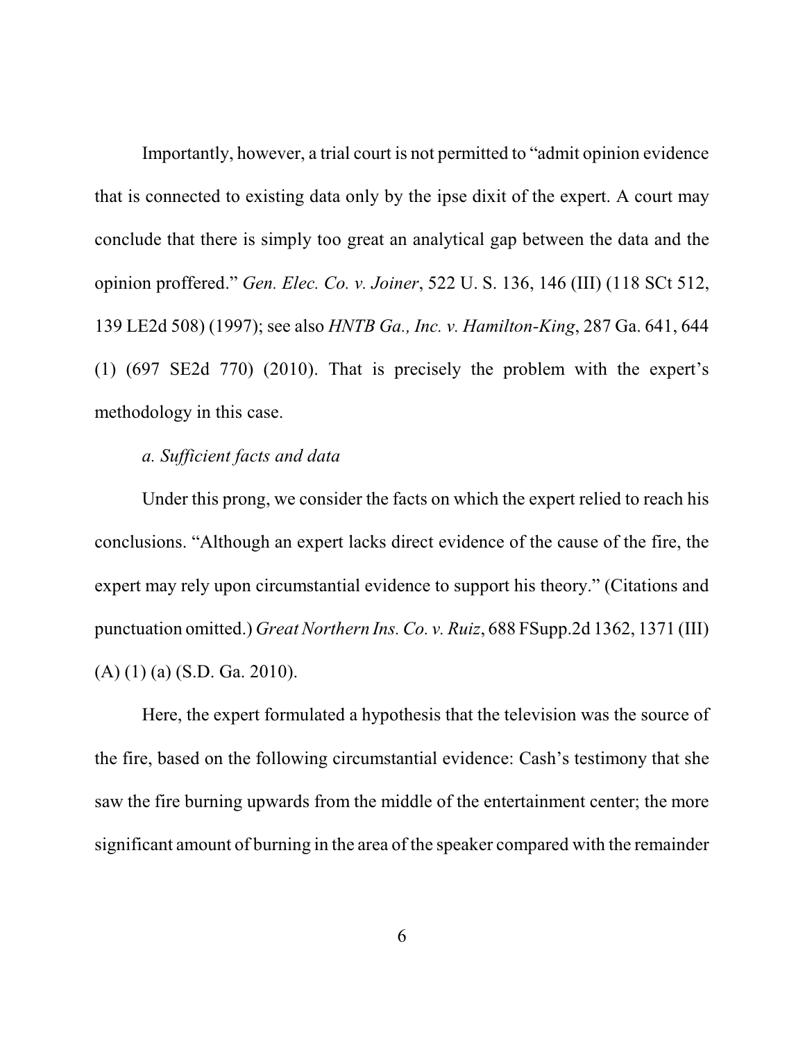Importantly, however, a trial court is not permitted to "admit opinion evidence that is connected to existing data only by the ipse dixit of the expert. A court may conclude that there is simply too great an analytical gap between the data and the opinion proffered." *Gen. Elec. Co. v. Joiner*, 522 U. S. 136, 146 (III) (118 SCt 512, 139 LE2d 508) (1997); see also *HNTB Ga., Inc. v. Hamilton-King*, 287 Ga. 641, 644 (1) (697 SE2d 770) (2010). That is precisely the problem with the expert's methodology in this case.

*a. Sufficient facts and data*

Under this prong, we consider the facts on which the expert relied to reach his conclusions. "Although an expert lacks direct evidence of the cause of the fire, the expert may rely upon circumstantial evidence to support his theory." (Citations and punctuation omitted.) *Great Northern Ins. Co. v. Ruiz*, 688 FSupp.2d 1362, 1371 (III) (A) (1) (a) (S.D. Ga. 2010).

Here, the expert formulated a hypothesis that the television was the source of the fire, based on the following circumstantial evidence: Cash's testimony that she saw the fire burning upwards from the middle of the entertainment center; the more significant amount of burning in the area of the speaker compared with the remainder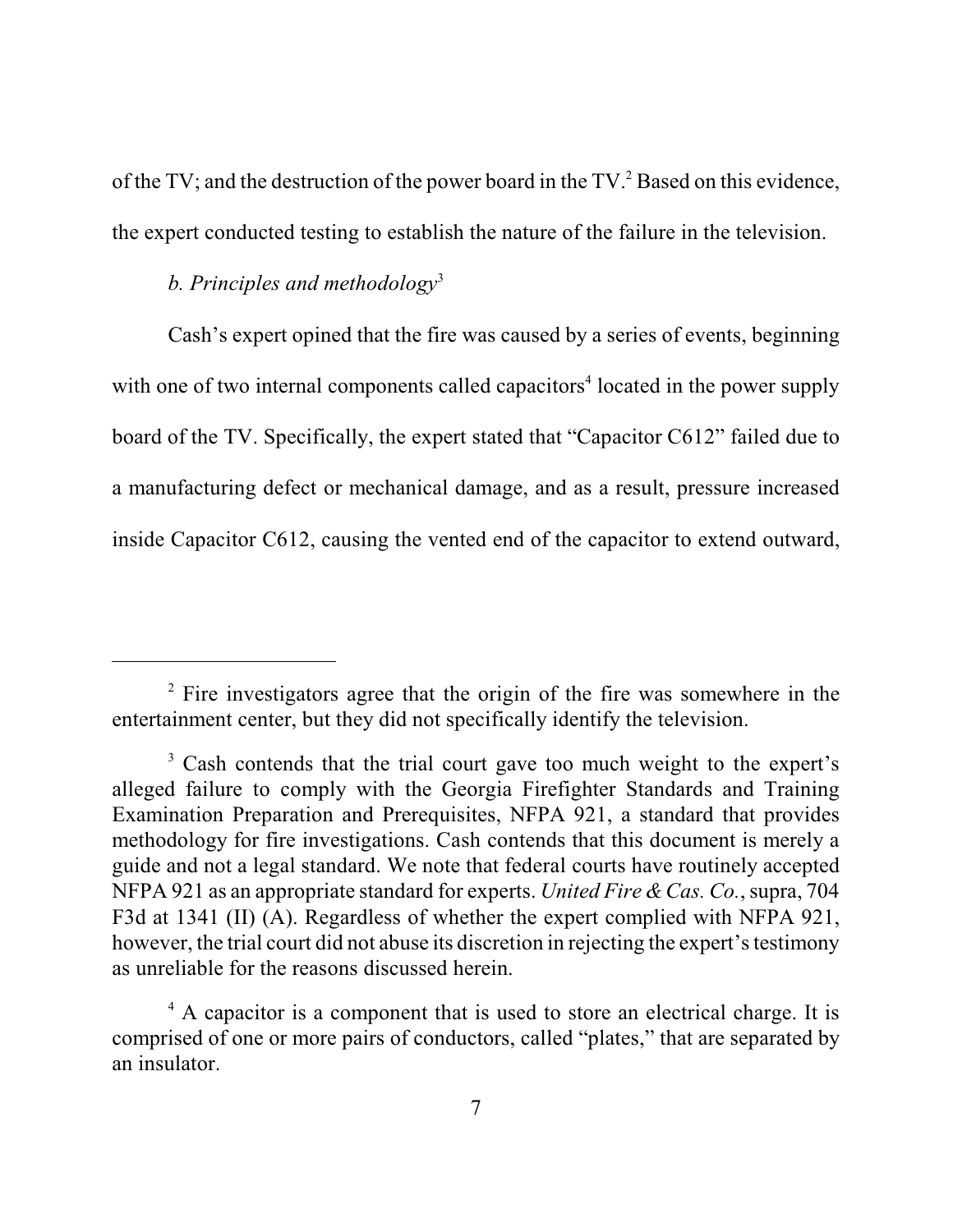of the TV; and the destruction of the power board in the TV.[2] Based on this evidence, the expert conducted testing to establish the nature of the failure in the television.

*b. Principles and methodology*[3]

Cash's expert opined that the fire was caused by a series of events, beginning with one of two internal components called capacitors[4] located in the power supply board of the TV. Specifically, the expert stated that "Capacitor C612" failed due to a manufacturing defect or mechanical damage, and as a result, pressure increased inside Capacitor C612, causing the vented end of the capacitor to extend outward,

---

[2] Fire investigators agree that the origin of the fire was somewhere in the entertainment center, but they did not specifically identify the television.

[3] Cash contends that the trial court gave too much weight to the expert's alleged failure to comply with the Georgia Firefighter Standards and Training Examination Preparation and Prerequisites, NFPA 921, a standard that provides methodology for fire investigations. Cash contends that this document is merely a guide and not a legal standard. We note that federal courts have routinely accepted NFPA 921 as an appropriate standard for experts. *United Fire & Cas. Co.*, supra, 704 F3d at 1341 (II) (A). Regardless of whether the expert complied with NFPA 921, however, the trial court did not abuse its discretion in rejecting the expert's testimony as unreliable for the reasons discussed herein.

[4] A capacitor is a component that is used to store an electrical charge. It is comprised of one or more pairs of conductors, called "plates," that are separated by an insulator.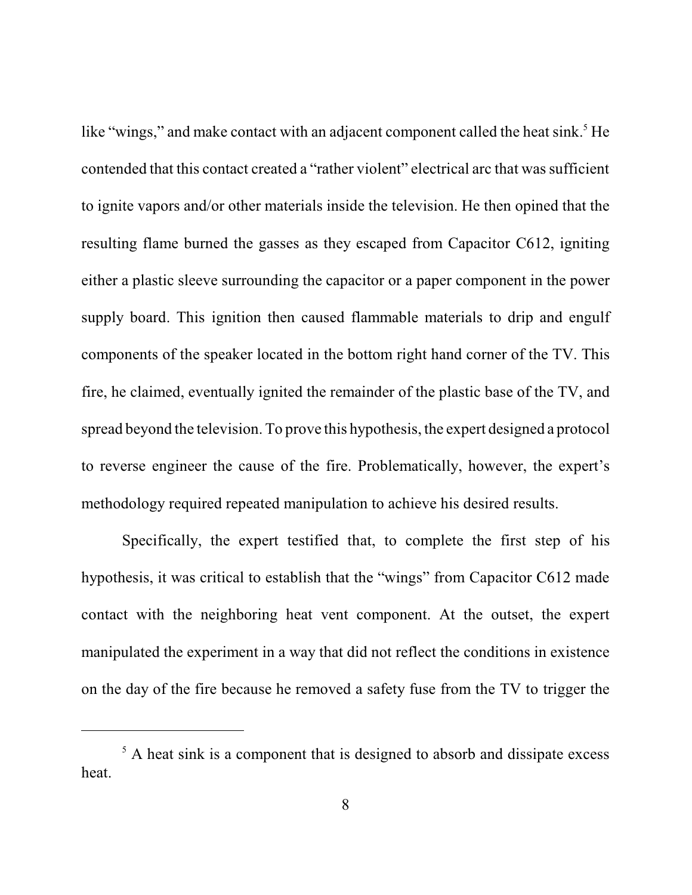like "wings," and make contact with an adjacent component called the heat sink.[5] He contended that this contact created a "rather violent" electrical arc that was sufficient to ignite vapors and/or other materials inside the television. He then opined that the resulting flame burned the gasses as they escaped from Capacitor C612, igniting either a plastic sleeve surrounding the capacitor or a paper component in the power supply board. This ignition then caused flammable materials to drip and engulf components of the speaker located in the bottom right hand corner of the TV. This fire, he claimed, eventually ignited the remainder of the plastic base of the TV, and spread beyond the television. To prove this hypothesis, the expert designed a protocol to reverse engineer the cause of the fire. Problematically, however, the expert's methodology required repeated manipulation to achieve his desired results.

Specifically, the expert testified that, to complete the first step of his hypothesis, it was critical to establish that the "wings" from Capacitor C612 made contact with the neighboring heat vent component. At the outset, the expert manipulated the experiment in a way that did not reflect the conditions in existence on the day of the fire because he removed a safety fuse from the TV to trigger the

---

[5] A heat sink is a component that is designed to absorb and dissipate excess heat.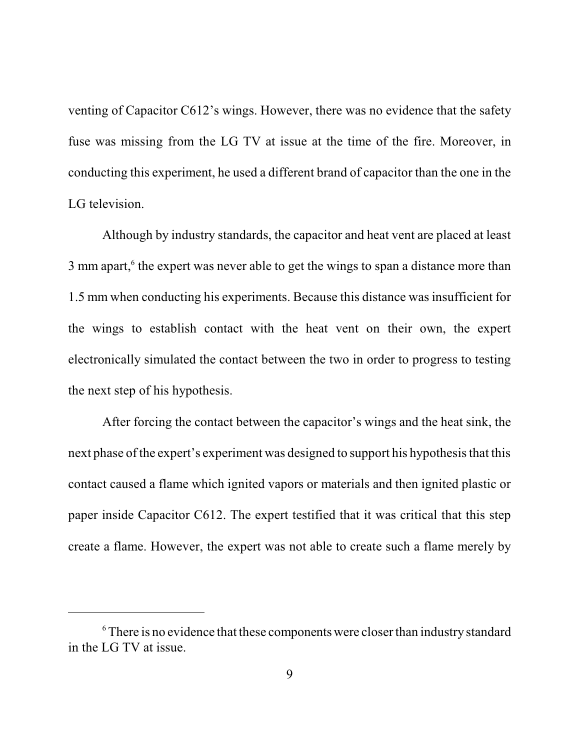venting of Capacitor C612's wings. However, there was no evidence that the safety fuse was missing from the LG TV at issue at the time of the fire. Moreover, in conducting this experiment, he used a different brand of capacitor than the one in the LG television.

Although by industry standards, the capacitor and heat vent are placed at least 3 mm apart,[6] the expert was never able to get the wings to span a distance more than 1.5 mm when conducting his experiments. Because this distance was insufficient for the wings to establish contact with the heat vent on their own, the expert electronically simulated the contact between the two in order to progress to testing the next step of his hypothesis.

After forcing the contact between the capacitor's wings and the heat sink, the next phase of the expert's experiment was designed to support his hypothesis that this contact caused a flame which ignited vapors or materials and then ignited plastic or paper inside Capacitor C612. The expert testified that it was critical that this step create a flame. However, the expert was not able to create such a flame merely by

---

[6] There is no evidence that these components were closer than industry standard in the LG TV at issue.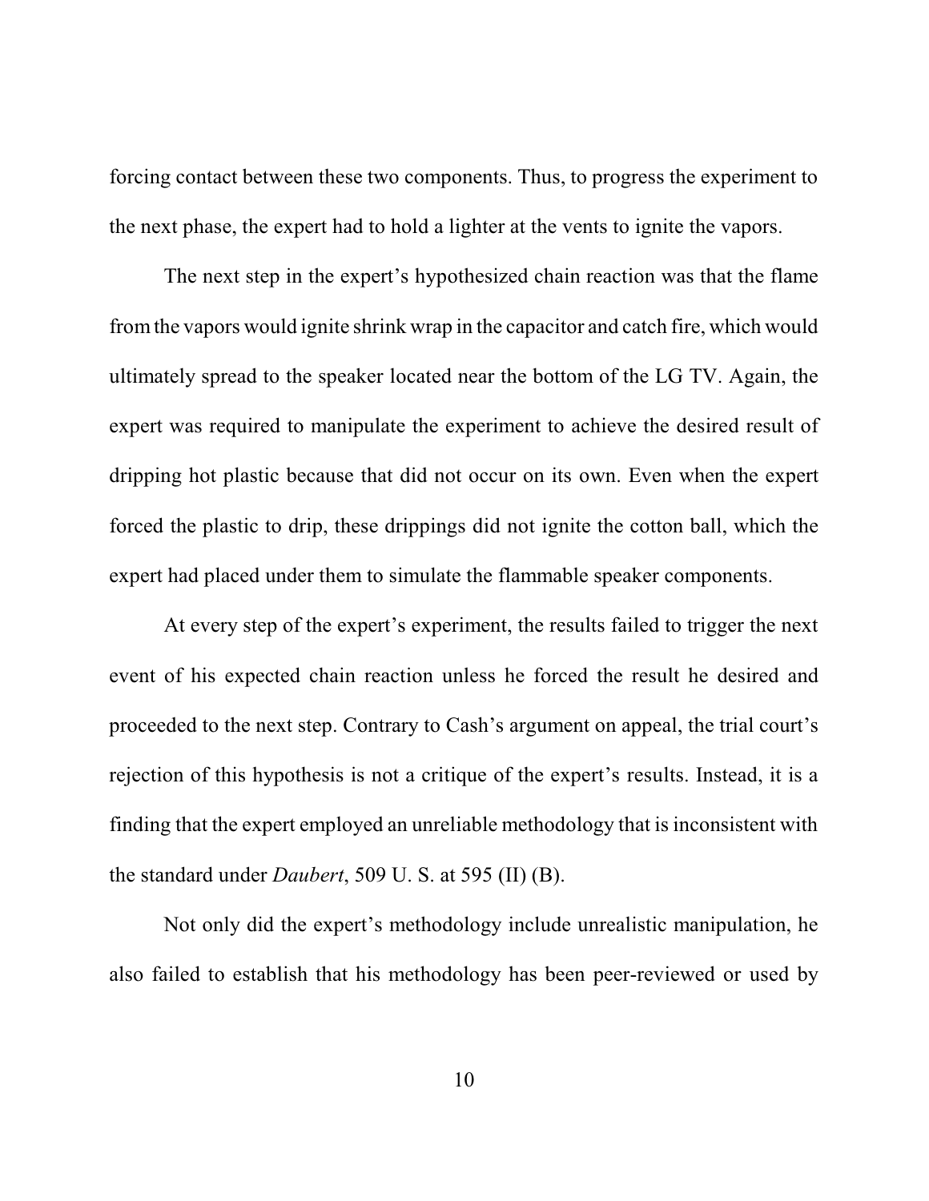forcing contact between these two components. Thus, to progress the experiment to the next phase, the expert had to hold a lighter at the vents to ignite the vapors.

The next step in the expert's hypothesized chain reaction was that the flame from the vapors would ignite shrink wrap in the capacitor and catch fire, which would ultimately spread to the speaker located near the bottom of the LG TV. Again, the expert was required to manipulate the experiment to achieve the desired result of dripping hot plastic because that did not occur on its own. Even when the expert forced the plastic to drip, these drippings did not ignite the cotton ball, which the expert had placed under them to simulate the flammable speaker components.

At every step of the expert's experiment, the results failed to trigger the next event of his expected chain reaction unless he forced the result he desired and proceeded to the next step. Contrary to Cash's argument on appeal, the trial court's rejection of this hypothesis is not a critique of the expert's results. Instead, it is a finding that the expert employed an unreliable methodology that is inconsistent with the standard under *Daubert*, 509 U. S. at 595 (II) (B).

Not only did the expert's methodology include unrealistic manipulation, he also failed to establish that his methodology has been peer-reviewed or used by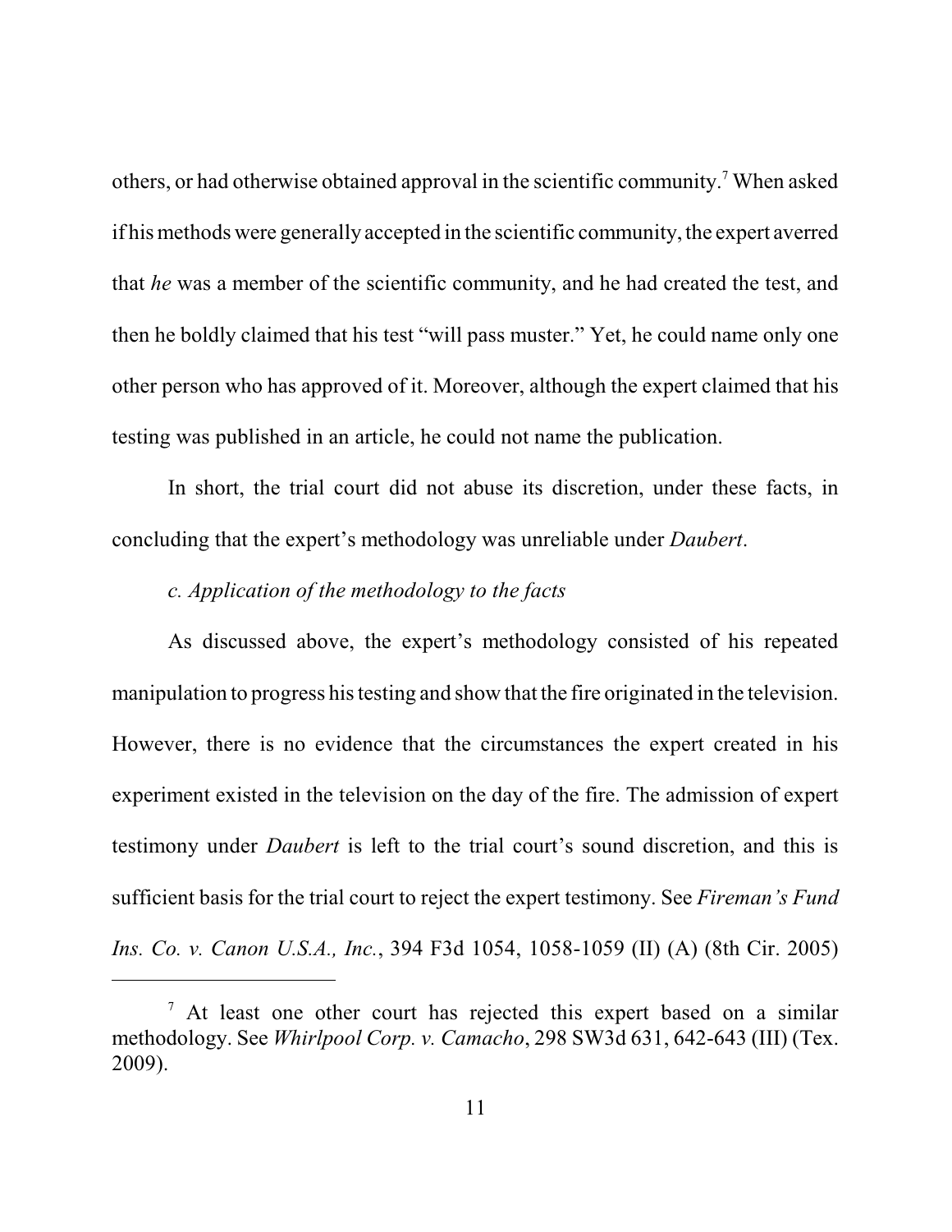others, or had otherwise obtained approval in the scientific community.[7] When asked if his methods were generally accepted in the scientific community, the expert averred that *he* was a member of the scientific community, and he had created the test, and then he boldly claimed that his test "will pass muster." Yet, he could name only one other person who has approved of it. Moreover, although the expert claimed that his testing was published in an article, he could not name the publication.

In short, the trial court did not abuse its discretion, under these facts, in concluding that the expert's methodology was unreliable under *Daubert*.

*c. Application of the methodology to the facts*

As discussed above, the expert's methodology consisted of his repeated manipulation to progress his testing and show that the fire originated in the television. However, there is no evidence that the circumstances the expert created in his experiment existed in the television on the day of the fire. The admission of expert testimony under *Daubert* is left to the trial court's sound discretion, and this is sufficient basis for the trial court to reject the expert testimony. See *Fireman's Fund Ins. Co. v. Canon U.S.A., Inc.*, 394 F3d 1054, 1058-1059 (II) (A) (8th Cir. 2005)

---

[7] At least one other court has rejected this expert based on a similar methodology. See *Whirlpool Corp. v. Camacho*, 298 SW3d 631, 642-643 (III) (Tex. 2009).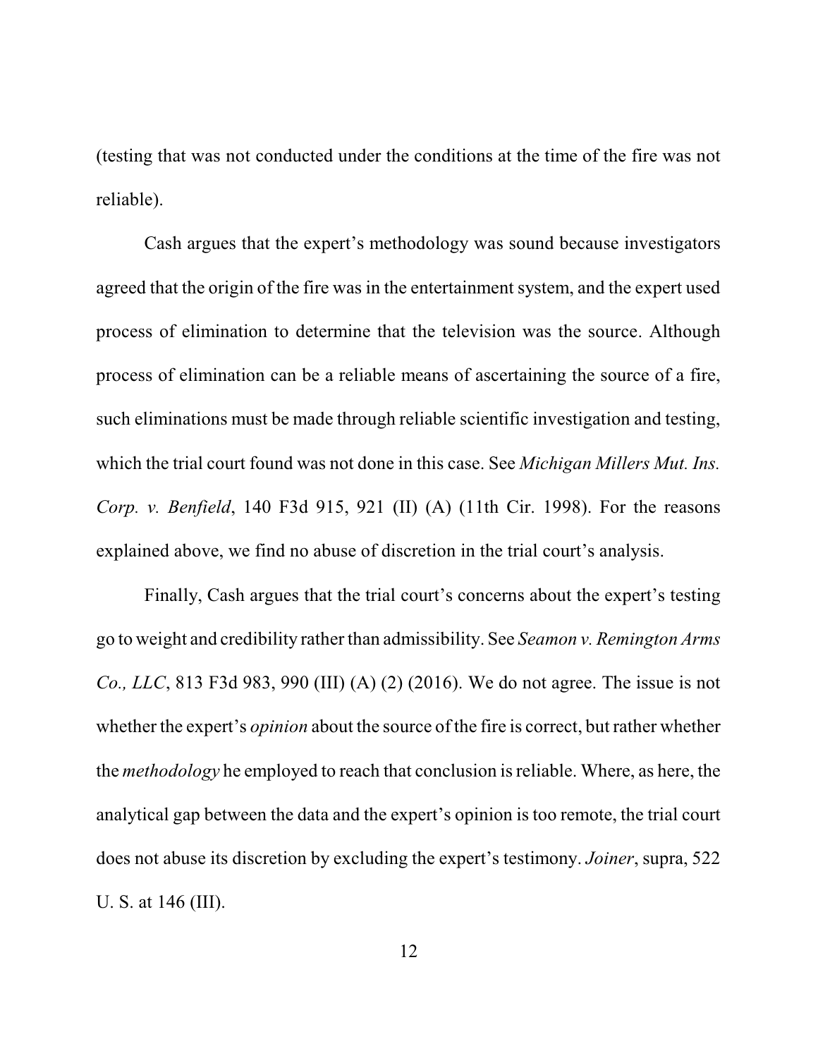(testing that was not conducted under the conditions at the time of the fire was not reliable).

Cash argues that the expert's methodology was sound because investigators agreed that the origin of the fire was in the entertainment system, and the expert used process of elimination to determine that the television was the source. Although process of elimination can be a reliable means of ascertaining the source of a fire, such eliminations must be made through reliable scientific investigation and testing, which the trial court found was not done in this case. See *Michigan Millers Mut. Ins. Corp. v. Benfield*, 140 F3d 915, 921 (II) (A) (11th Cir. 1998). For the reasons explained above, we find no abuse of discretion in the trial court's analysis.

Finally, Cash argues that the trial court's concerns about the expert's testing go to weight and credibility rather than admissibility. See *Seamon v. Remington Arms Co., LLC*, 813 F3d 983, 990 (III) (A) (2) (2016). We do not agree. The issue is not whether the expert's *opinion* about the source of the fire is correct, but rather whether the *methodology* he employed to reach that conclusion is reliable. Where, as here, the analytical gap between the data and the expert's opinion is too remote, the trial court does not abuse its discretion by excluding the expert's testimony. *Joiner*, supra, 522 U. S. at 146 (III).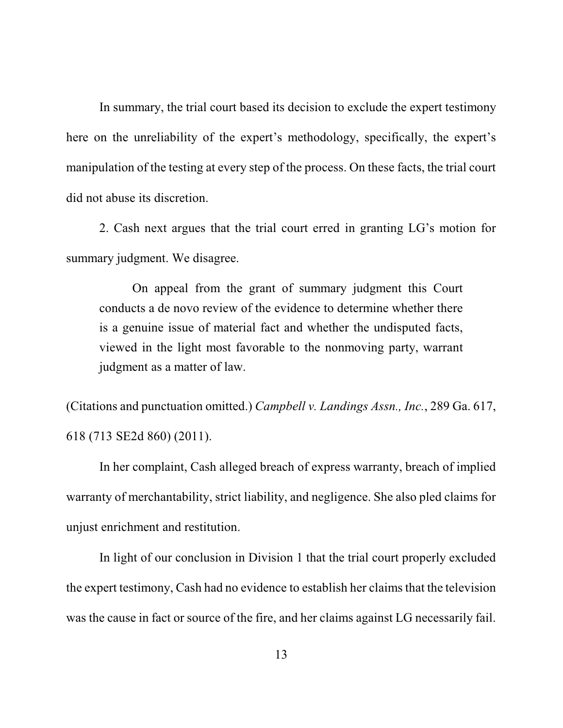In summary, the trial court based its decision to exclude the expert testimony here on the unreliability of the expert's methodology, specifically, the expert's manipulation of the testing at every step of the process. On these facts, the trial court did not abuse its discretion.

2. Cash next argues that the trial court erred in granting LG's motion for summary judgment. We disagree.

> On appeal from the grant of summary judgment this Court conducts a de novo review of the evidence to determine whether there is a genuine issue of material fact and whether the undisputed facts, viewed in the light most favorable to the nonmoving party, warrant judgment as a matter of law.

(Citations and punctuation omitted.) *Campbell v. Landings Assn., Inc.*, 289 Ga. 617, 618 (713 SE2d 860) (2011).

In her complaint, Cash alleged breach of express warranty, breach of implied warranty of merchantability, strict liability, and negligence. She also pled claims for unjust enrichment and restitution.

In light of our conclusion in Division 1 that the trial court properly excluded the expert testimony, Cash had no evidence to establish her claims that the television was the cause in fact or source of the fire, and her claims against LG necessarily fail.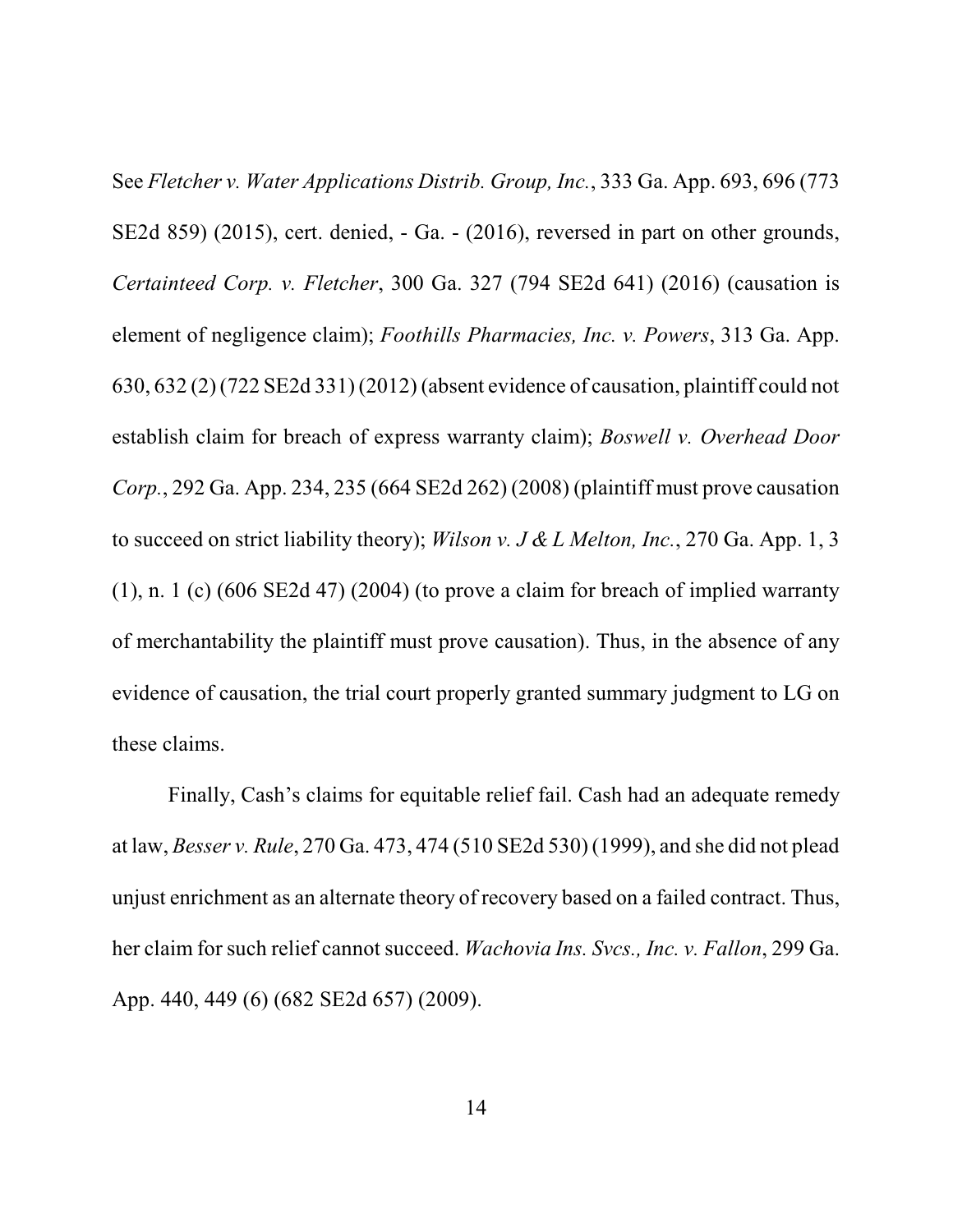See *Fletcher v. Water Applications Distrib. Group, Inc.*, 333 Ga. App. 693, 696 (773 SE2d 859) (2015), cert. denied, - Ga. - (2016), reversed in part on other grounds, *Certainteed Corp. v. Fletcher*, 300 Ga. 327 (794 SE2d 641) (2016) (causation is element of negligence claim); *Foothills Pharmacies, Inc. v. Powers*, 313 Ga. App. 630, 632 (2) (722 SE2d 331) (2012) (absent evidence of causation, plaintiff could not establish claim for breach of express warranty claim); *Boswell v. Overhead Door Corp.*, 292 Ga. App. 234, 235 (664 SE2d 262) (2008) (plaintiff must prove causation to succeed on strict liability theory); *Wilson v. J & L Melton, Inc.*, 270 Ga. App. 1, 3 (1), n. 1 (c) (606 SE2d 47) (2004) (to prove a claim for breach of implied warranty of merchantability the plaintiff must prove causation). Thus, in the absence of any evidence of causation, the trial court properly granted summary judgment to LG on these claims.

Finally, Cash's claims for equitable relief fail. Cash had an adequate remedy at law, *Besser v. Rule*, 270 Ga. 473, 474 (510 SE2d 530) (1999), and she did not plead unjust enrichment as an alternate theory of recovery based on a failed contract. Thus, her claim for such relief cannot succeed. *Wachovia Ins. Svcs., Inc. v. Fallon*, 299 Ga. App. 440, 449 (6) (682 SE2d 657) (2009).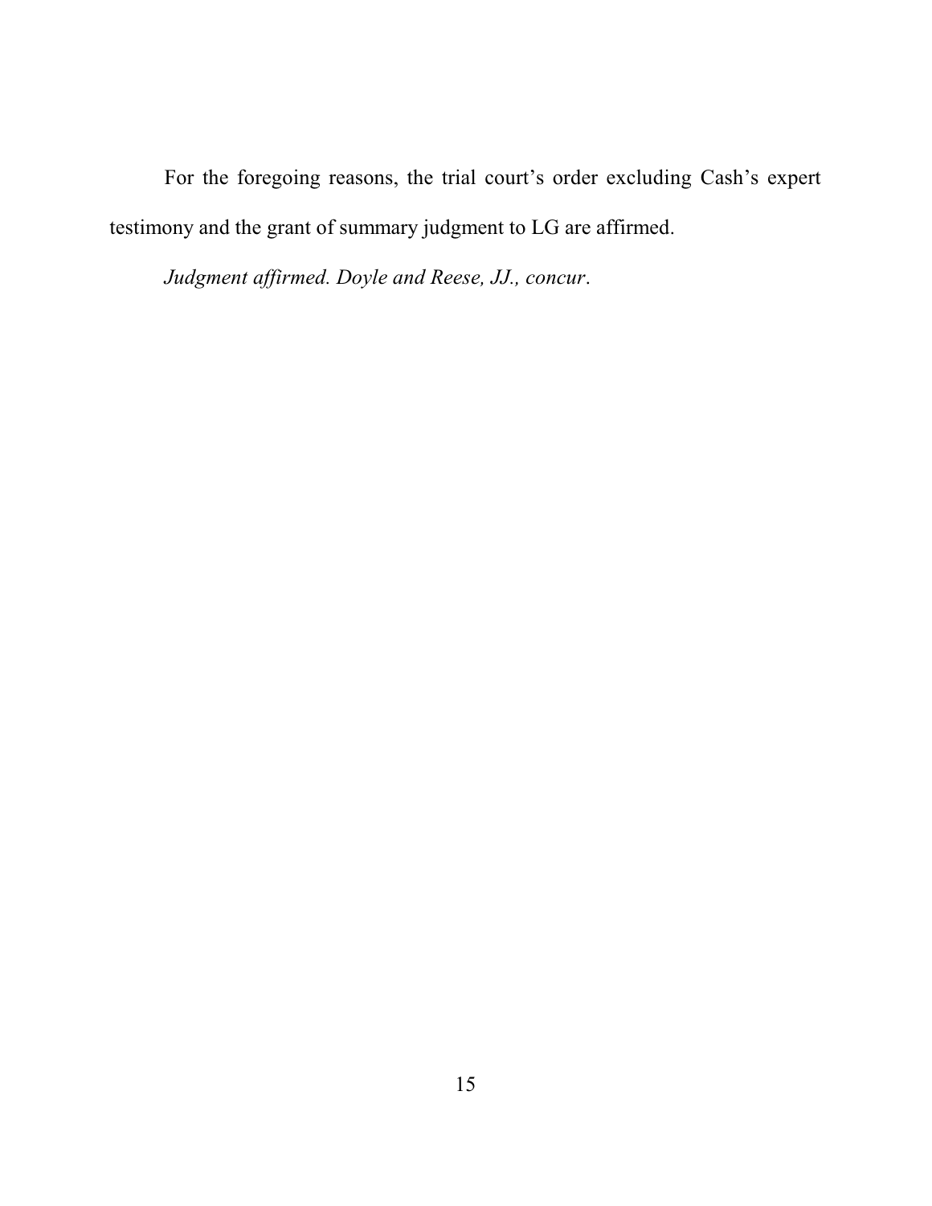For the foregoing reasons, the trial court's order excluding Cash's expert testimony and the grant of summary judgment to LG are affirmed.

*Judgment affirmed. Doyle and Reese, JJ., concur*.